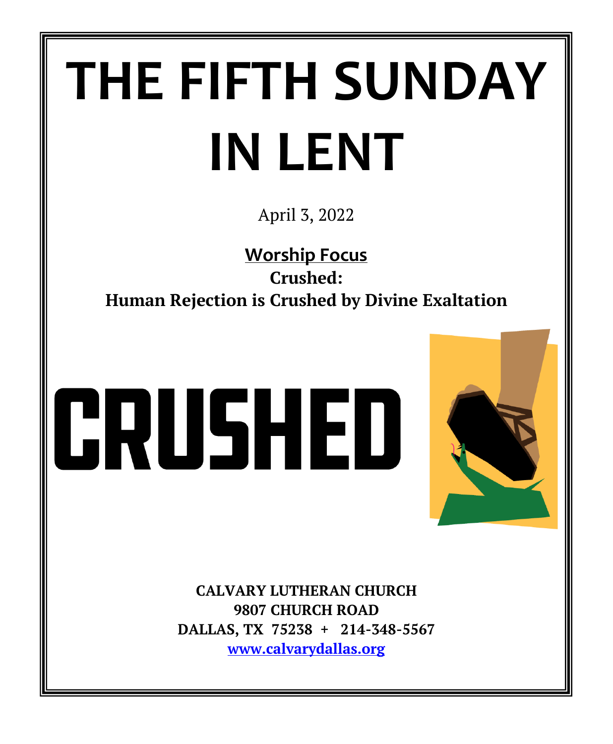# THE FIFTH SUNDAY IN LENT

April 3, 2022

**Worship Focus**

**Crushed:**
**Human Rejection is Crushed by Divine Exaltation**

CRUSHED

**CALVARY LUTHERAN CHURCH**
**9807 CHURCH ROAD**
**DALLAS, TX 75238 + 214-348-5567**
**www.calvarydallas.org**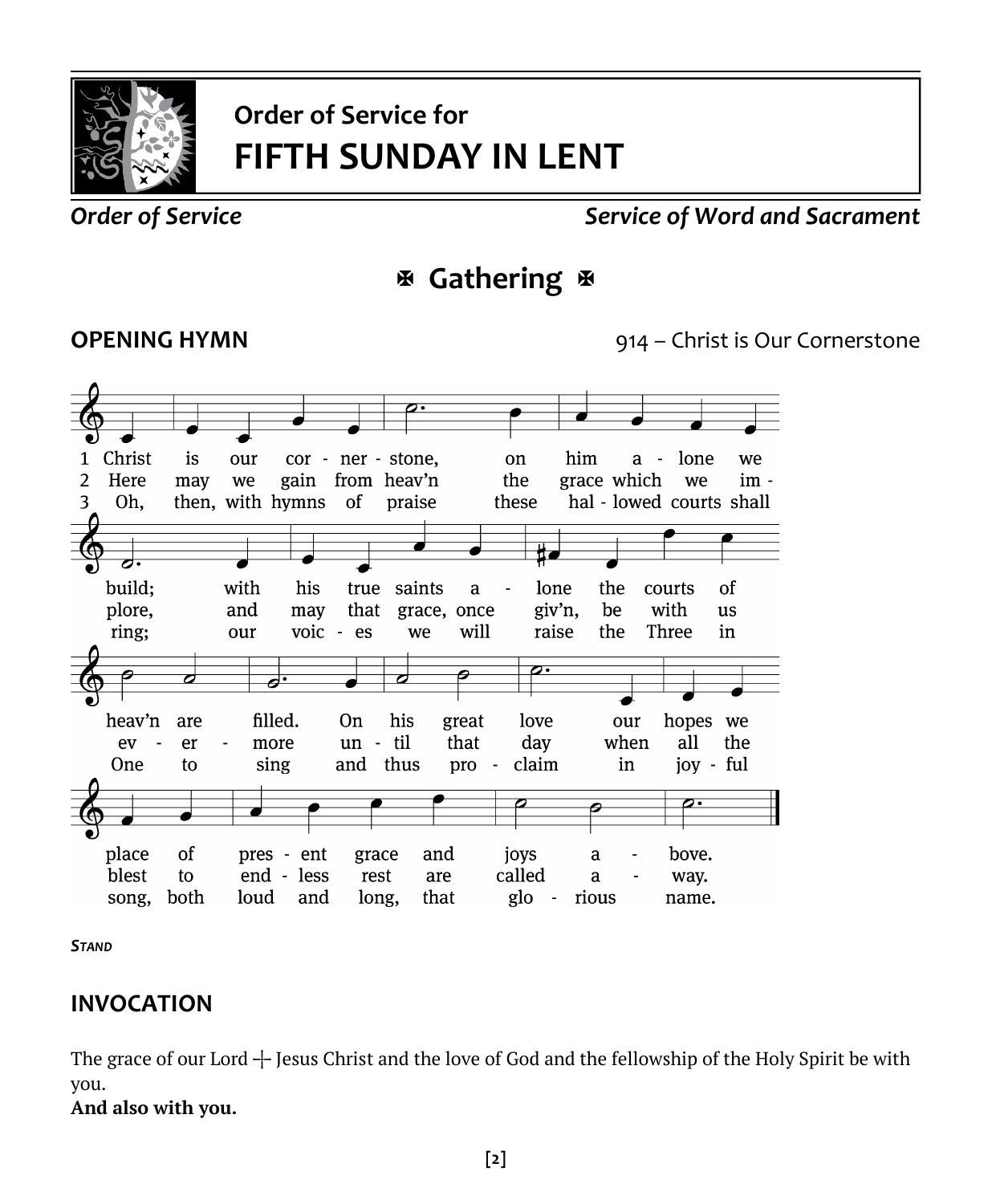# Order of Service for
# FIFTH SUNDAY IN LENT

*Order of Service* *Service of Word and Sacrament*

## ✠ Gathering ✠

**OPENING HYMN** 914 – Christ is Our Cornerstone

1 Christ is our cor - ner - stone, on him a - lone we build; with his true saints a - lone the courts of heav'n are filled. On his great love our hopes we place of pres - ent grace and joys a - bove.

2 Here may we gain from heav'n the grace which we im - plore, and may that grace, once giv'n, be with us ev - er - more un - til that day when all the blest to end - less rest are called a - way.

3 Oh, then, with hymns of praise these hal - lowed courts shall ring; our voic - es we will raise the Three in One to sing and thus pro - claim in joy - ful song, both loud and long, that glo - rious name.

***Stand***

## INVOCATION

The grace of our Lord ☩ Jesus Christ and the love of God and the fellowship of the Holy Spirit be with you.
**And also with you.**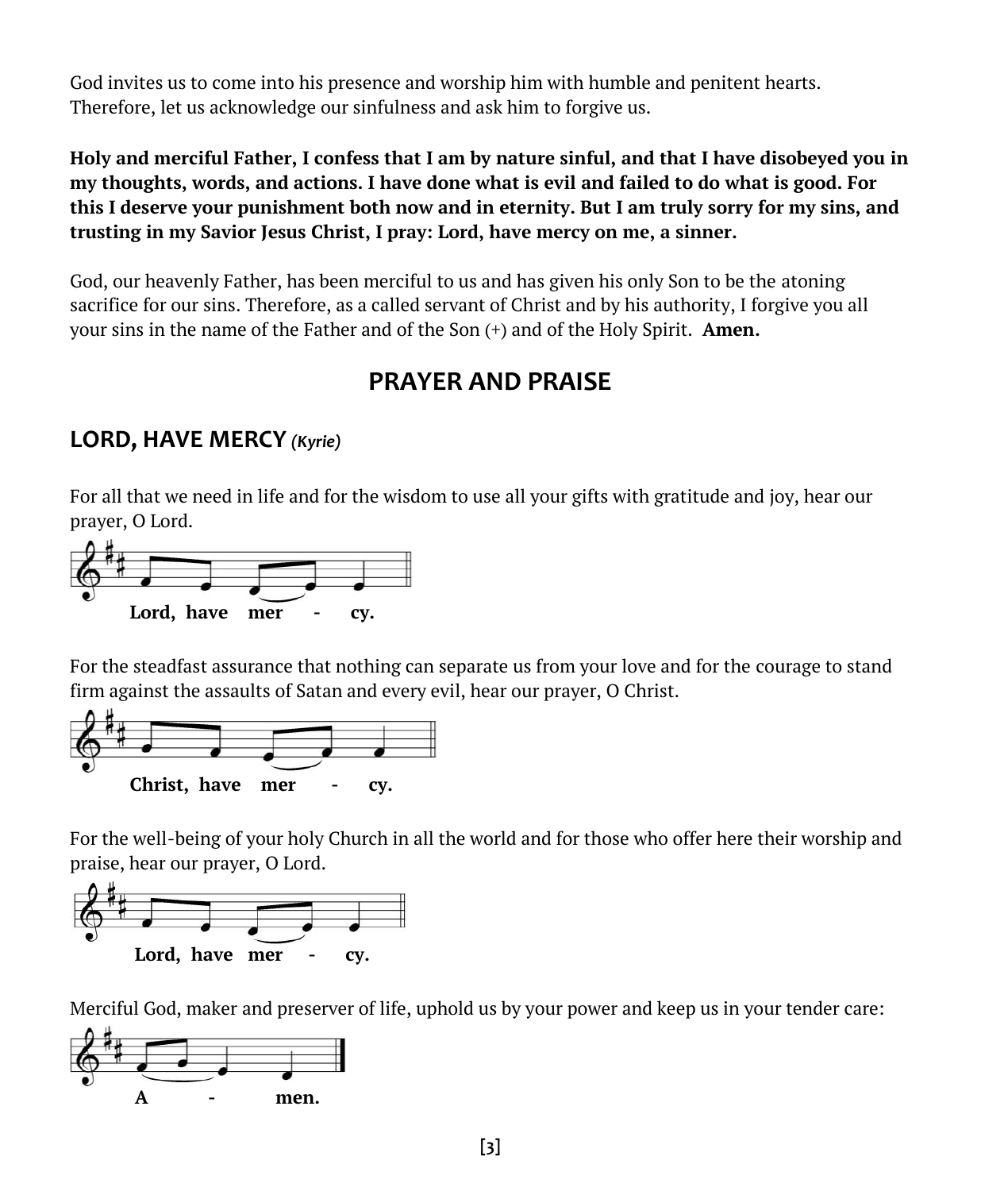God invites us to come into his presence and worship him with humble and penitent hearts. Therefore, let us acknowledge our sinfulness and ask him to forgive us.

**Holy and merciful Father, I confess that I am by nature sinful, and that I have disobeyed you in my thoughts, words, and actions. I have done what is evil and failed to do what is good. For this I deserve your punishment both now and in eternity. But I am truly sorry for my sins, and trusting in my Savior Jesus Christ, I pray: Lord, have mercy on me, a sinner.**

God, our heavenly Father, has been merciful to us and has given his only Son to be the atoning sacrifice for our sins. Therefore, as a called servant of Christ and by his authority, I forgive you all your sins in the name of the Father and of the Son (+) and of the Holy Spirit. **Amen.**

# PRAYER AND PRAISE

## LORD, HAVE MERCY *(Kyrie)*

For all that we need in life and for the wisdom to use all your gifts with gratitude and joy, hear our prayer, O Lord.

**Lord, have mer - cy.**

For the steadfast assurance that nothing can separate us from your love and for the courage to stand firm against the assaults of Satan and every evil, hear our prayer, O Christ.

**Christ, have mer - cy.**

For the well-being of your holy Church in all the world and for those who offer here their worship and praise, hear our prayer, O Lord.

**Lord, have mer - cy.**

Merciful God, maker and preserver of life, uphold us by your power and keep us in your tender care:

**A - men.**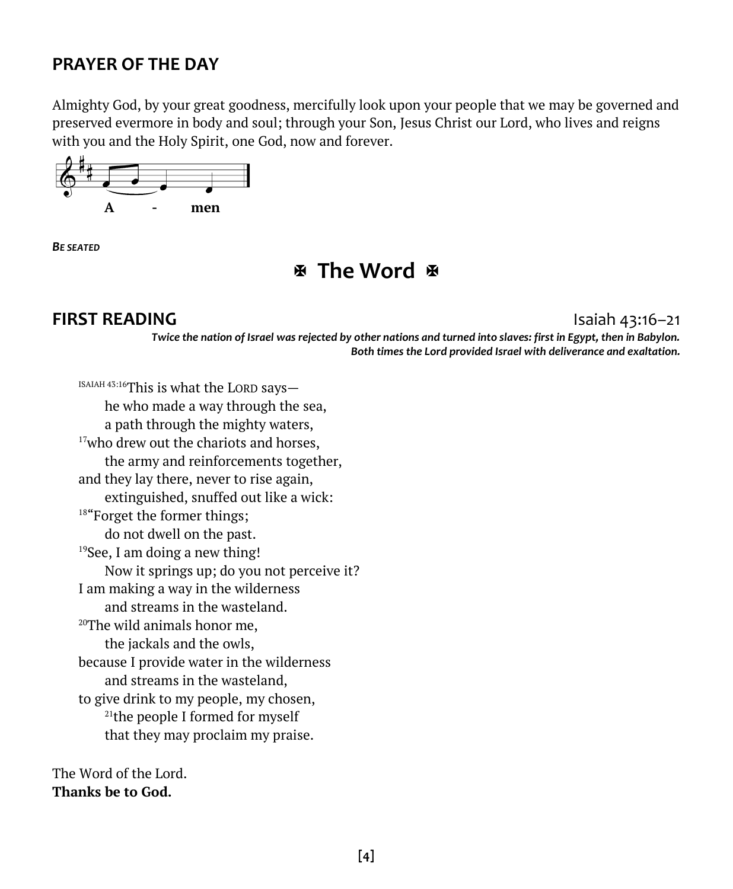## PRAYER OF THE DAY

Almighty God, by your great goodness, mercifully look upon your people that we may be governed and preserved evermore in body and soul; through your Son, Jesus Christ our Lord, who lives and reigns with you and the Holy Spirit, one God, now and forever.

**A - men**

***BE SEATED***

# ✠ The Word ✠

## FIRST READING

Isaiah 43:16–21

***Twice the nation of Israel was rejected by other nations and turned into slaves: first in Egypt, then in Babylon. Both times the Lord provided Israel with deliverance and exaltation.***

ISAIAH 43:16This is what the LORD says—
he who made a way through the sea,
a path through the mighty waters,
17who drew out the chariots and horses,
the army and reinforcements together,
and they lay there, never to rise again,
extinguished, snuffed out like a wick:
18"Forget the former things;
do not dwell on the past.
19See, I am doing a new thing!
Now it springs up; do you not perceive it?
I am making a way in the wilderness
and streams in the wasteland.
20The wild animals honor me,
the jackals and the owls,
because I provide water in the wilderness
and streams in the wasteland,
to give drink to my people, my chosen,
21the people I formed for myself
that they may proclaim my praise.

The Word of the Lord.
**Thanks be to God.**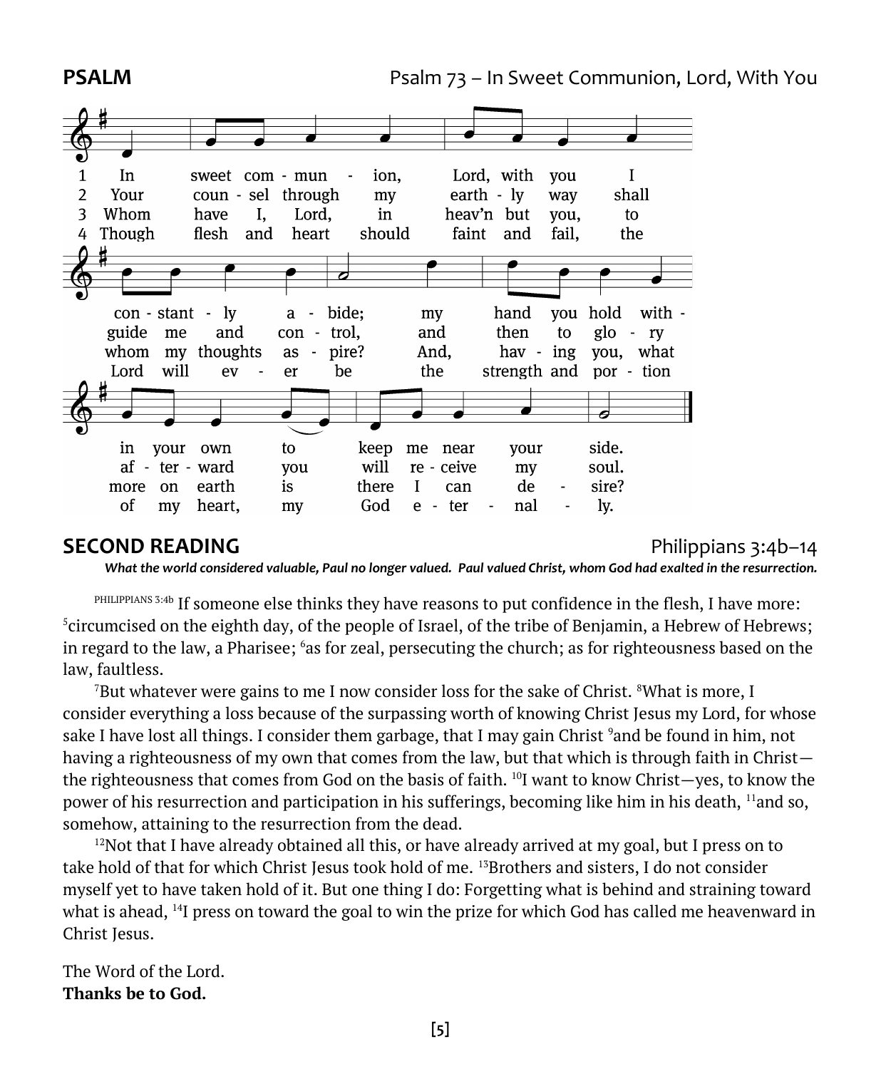**PSALM** Psalm 73 – In Sweet Communion, Lord, With You

1 In sweet communion, Lord, with you I constantly abide; my hand you hold within your own to keep me near your side.

2 Your counsel through my earthly way shall guide me and control, and then to glory afterward you will receive my soul.

3 Whom have I, Lord, in heav'n but you, to whom my thoughts aspire? And, having you, what more on earth is there I can desire?

4 Though flesh and heart should faint and fail, the Lord will ever be the strength and portion of my heart, my God eternally.

## SECOND READING

Philippians 3:4b–14

***What the world considered valuable, Paul no longer valued. Paul valued Christ, whom God had exalted in the resurrection.***

PHILIPPIANS 3:4b If someone else thinks they have reasons to put confidence in the flesh, I have more: [5]circumcised on the eighth day, of the people of Israel, of the tribe of Benjamin, a Hebrew of Hebrews; in regard to the law, a Pharisee; [6]as for zeal, persecuting the church; as for righteousness based on the law, faultless.

[7]But whatever were gains to me I now consider loss for the sake of Christ. [8]What is more, I consider everything a loss because of the surpassing worth of knowing Christ Jesus my Lord, for whose sake I have lost all things. I consider them garbage, that I may gain Christ [9]and be found in him, not having a righteousness of my own that comes from the law, but that which is through faith in Christ—the righteousness that comes from God on the basis of faith. [10]I want to know Christ—yes, to know the power of his resurrection and participation in his sufferings, becoming like him in his death, [11]and so, somehow, attaining to the resurrection from the dead.

[12]Not that I have already obtained all this, or have already arrived at my goal, but I press on to take hold of that for which Christ Jesus took hold of me. [13]Brothers and sisters, I do not consider myself yet to have taken hold of it. But one thing I do: Forgetting what is behind and straining toward what is ahead, [14]I press on toward the goal to win the prize for which God has called me heavenward in Christ Jesus.

The Word of the Lord.
**Thanks be to God.**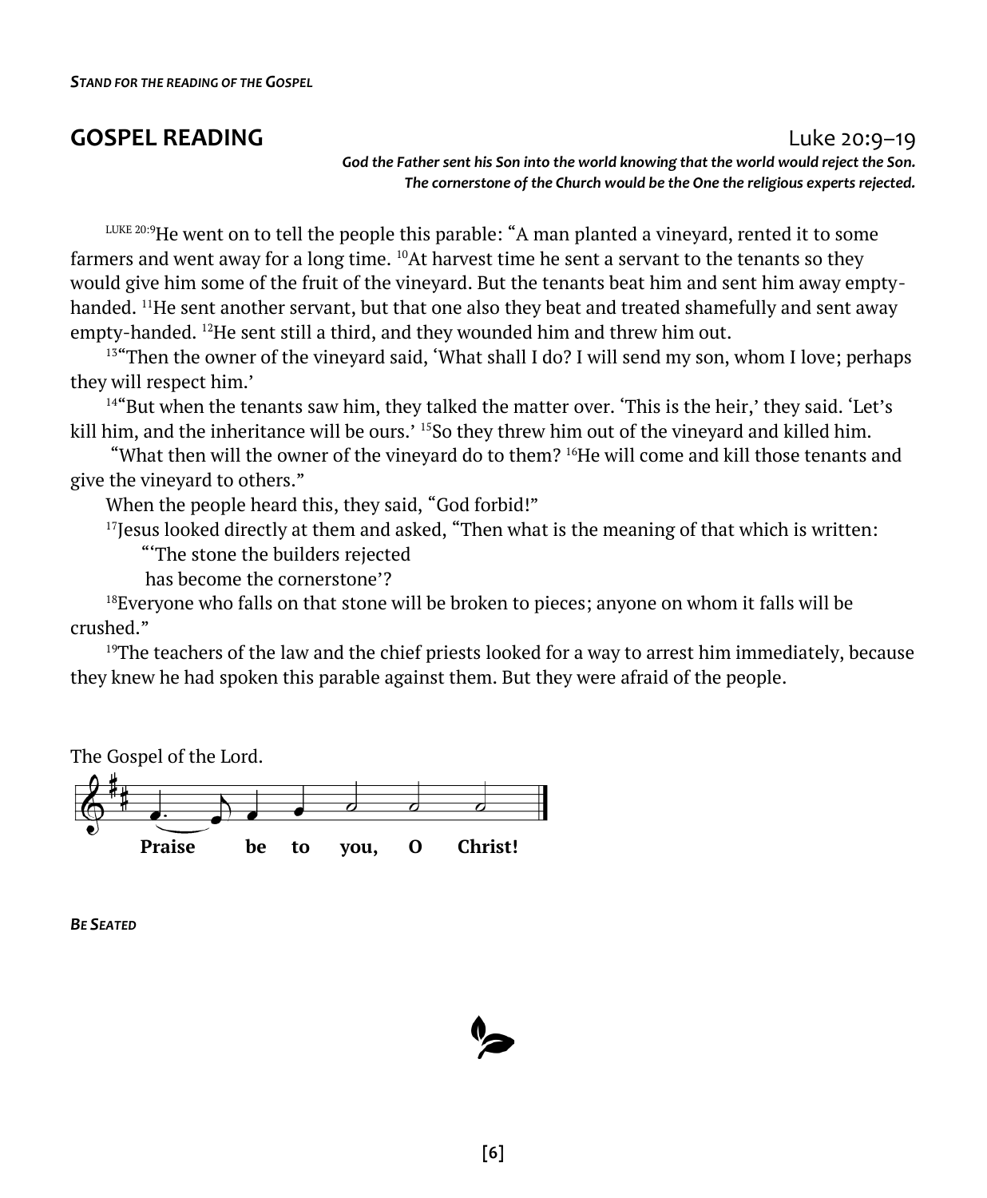***Stand for the reading of the Gospel***

## GOSPEL READING

Luke 20:9–19

***God the Father sent his Son into the world knowing that the world would reject the Son. The cornerstone of the Church would be the One the religious experts rejected.***

[LUKE 20:9]He went on to tell the people this parable: "A man planted a vineyard, rented it to some farmers and went away for a long time. [10]At harvest time he sent a servant to the tenants so they would give him some of the fruit of the vineyard. But the tenants beat him and sent him away empty-handed. [11]He sent another servant, but that one also they beat and treated shamefully and sent away empty-handed. [12]He sent still a third, and they wounded him and threw him out.

[13]"Then the owner of the vineyard said, 'What shall I do? I will send my son, whom I love; perhaps they will respect him.'

[14]"But when the tenants saw him, they talked the matter over. 'This is the heir,' they said. 'Let's kill him, and the inheritance will be ours.' [15]So they threw him out of the vineyard and killed him.

"What then will the owner of the vineyard do to them? [16]He will come and kill those tenants and give the vineyard to others."

When the people heard this, they said, "God forbid!"

[17]Jesus looked directly at them and asked, "Then what is the meaning of that which is written:

"'The stone the builders rejected
has become the cornerstone'?

[18]Everyone who falls on that stone will be broken to pieces; anyone on whom it falls will be crushed."

[19]The teachers of the law and the chief priests looked for a way to arrest him immediately, because they knew he had spoken this parable against them. But they were afraid of the people.

The Gospel of the Lord.

**Praise be to you, O Christ!**

***Be Seated***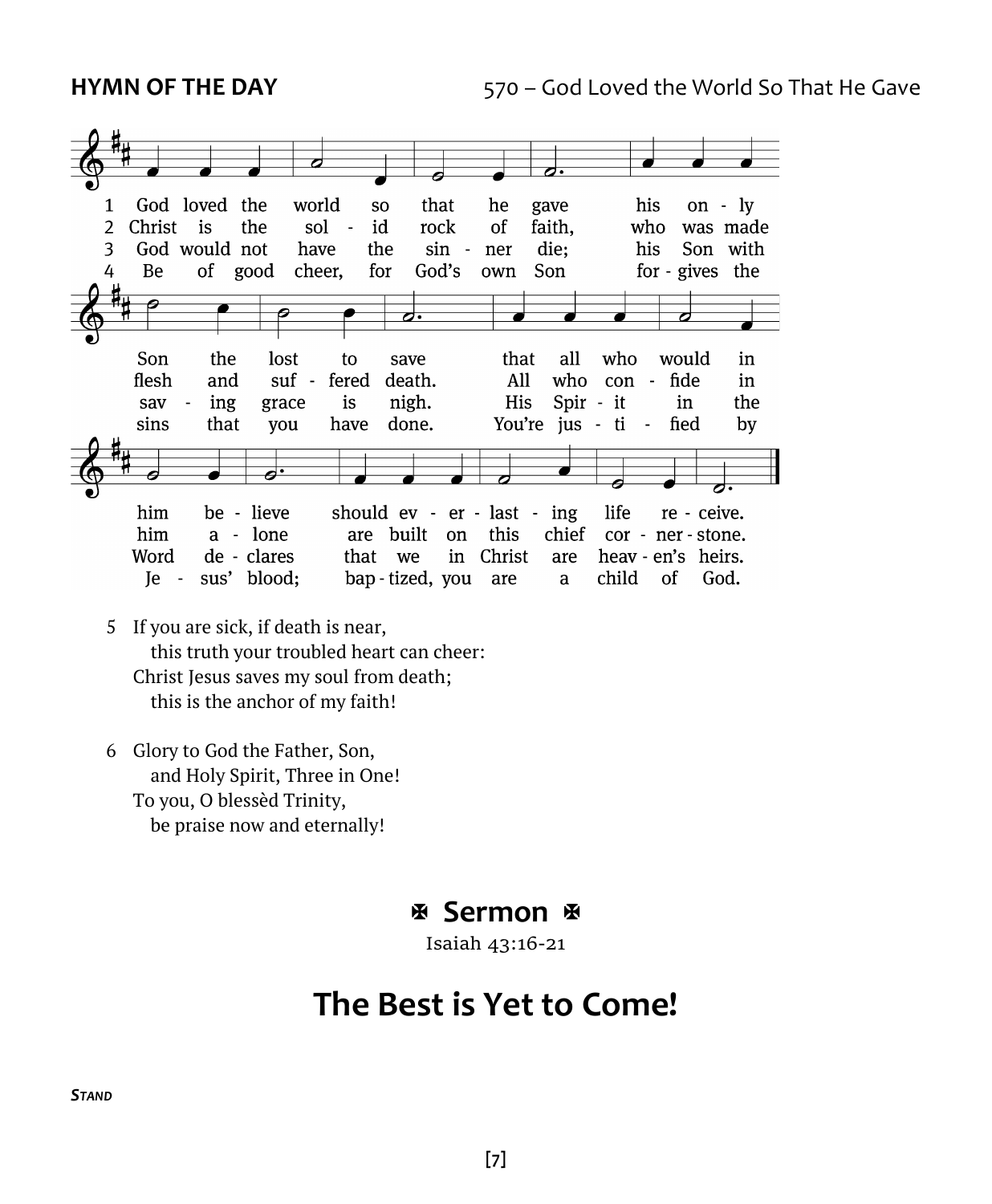**HYMN OF THE DAY** 570 – God Loved the World So That He Gave

1 God loved the world so that he gave his only Son the lost to save that all who would in him believe should everlasting life receive.

2 Christ is the solid rock of faith, who was made flesh and suffered death. All who confide in him alone are built on this chief cornerstone.

3 God would not have the sinner die; his Son with saving grace is nigh. His Spirit in the Word declares that we in Christ are heaven's heirs.

4 Be of good cheer, for God's own Son forgives the sins that you have done. You're justified by Jesus' blood; baptized, you are a child of God.

5 If you are sick, if death is near,
this truth your troubled heart can cheer:
Christ Jesus saves my soul from death;
this is the anchor of my faith!

6 Glory to God the Father, Son,
and Holy Spirit, Three in One!
To you, O blessèd Trinity,
be praise now and eternally!

## ✠ Sermon ✠

Isaiah 43:16-21

# The Best is Yet to Come!

***Stand***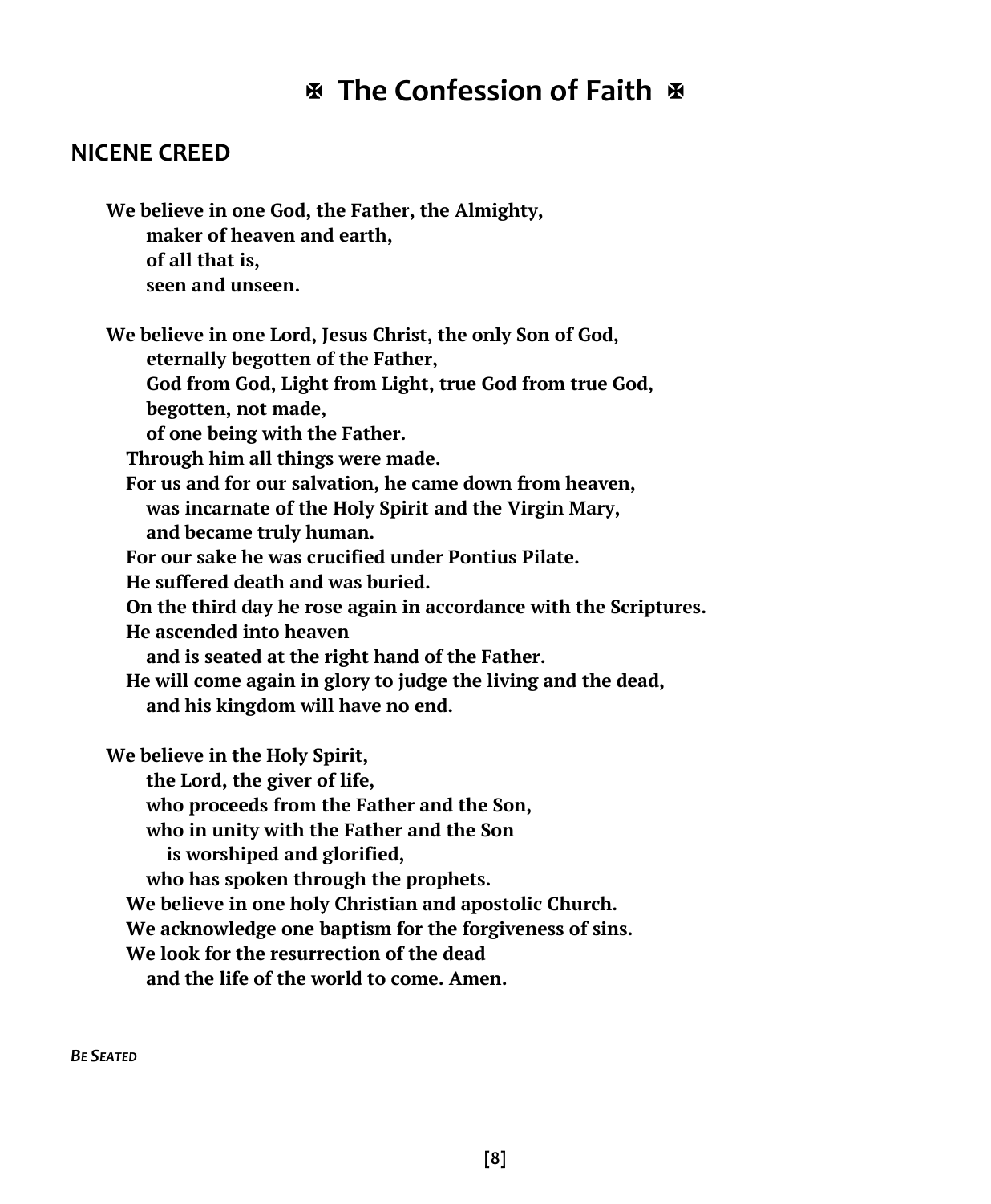# ✠ The Confession of Faith ✠

## NICENE CREED

**We believe in one God, the Father, the Almighty,**
**maker of heaven and earth,**
**of all that is,**
**seen and unseen.**

**We believe in one Lord, Jesus Christ, the only Son of God,**
**eternally begotten of the Father,**
**God from God, Light from Light, true God from true God,**
**begotten, not made,**
**of one being with the Father.**
**Through him all things were made.**
**For us and for our salvation, he came down from heaven,**
**was incarnate of the Holy Spirit and the Virgin Mary,**
**and became truly human.**
**For our sake he was crucified under Pontius Pilate.**
**He suffered death and was buried.**
**On the third day he rose again in accordance with the Scriptures.**
**He ascended into heaven**
**and is seated at the right hand of the Father.**
**He will come again in glory to judge the living and the dead,**
**and his kingdom will have no end.**

**We believe in the Holy Spirit,**
**the Lord, the giver of life,**
**who proceeds from the Father and the Son,**
**who in unity with the Father and the Son**
**is worshiped and glorified,**
**who has spoken through the prophets.**
**We believe in one holy Christian and apostolic Church.**
**We acknowledge one baptism for the forgiveness of sins.**
**We look for the resurrection of the dead**
**and the life of the world to come. Amen.**

***Be Seated***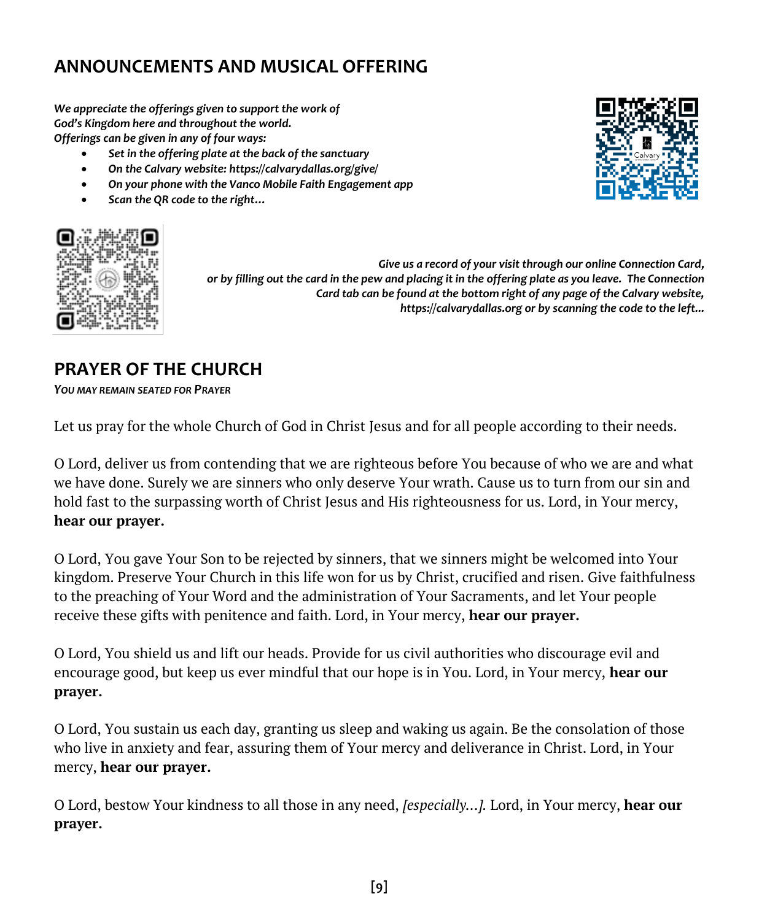## ANNOUNCEMENTS AND MUSICAL OFFERING

*We appreciate the offerings given to support the work of God's Kingdom here and throughout the world.*
*Offerings can be given in any of four ways:*

- *Set in the offering plate at the back of the sanctuary*
- *On the Calvary website: https://calvarydallas.org/give/*
- *On your phone with the Vanco Mobile Faith Engagement app*
- *Scan the QR code to the right…*

*Give us a record of your visit through our online Connection Card, or by filling out the card in the pew and placing it in the offering plate as you leave. The Connection Card tab can be found at the bottom right of any page of the Calvary website, https://calvarydallas.org or by scanning the code to the left…*

## PRAYER OF THE CHURCH

*YOU MAY REMAIN SEATED FOR PRAYER*

Let us pray for the whole Church of God in Christ Jesus and for all people according to their needs.

O Lord, deliver us from contending that we are righteous before You because of who we are and what we have done. Surely we are sinners who only deserve Your wrath. Cause us to turn from our sin and hold fast to the surpassing worth of Christ Jesus and His righteousness for us. Lord, in Your mercy, **hear our prayer.**

O Lord, You gave Your Son to be rejected by sinners, that we sinners might be welcomed into Your kingdom. Preserve Your Church in this life won for us by Christ, crucified and risen. Give faithfulness to the preaching of Your Word and the administration of Your Sacraments, and let Your people receive these gifts with penitence and faith. Lord, in Your mercy, **hear our prayer.**

O Lord, You shield us and lift our heads. Provide for us civil authorities who discourage evil and encourage good, but keep us ever mindful that our hope is in You. Lord, in Your mercy, **hear our prayer.**

O Lord, You sustain us each day, granting us sleep and waking us again. Be the consolation of those who live in anxiety and fear, assuring them of Your mercy and deliverance in Christ. Lord, in Your mercy, **hear our prayer.**

O Lord, bestow Your kindness to all those in any need, *[especially…].* Lord, in Your mercy, **hear our prayer.**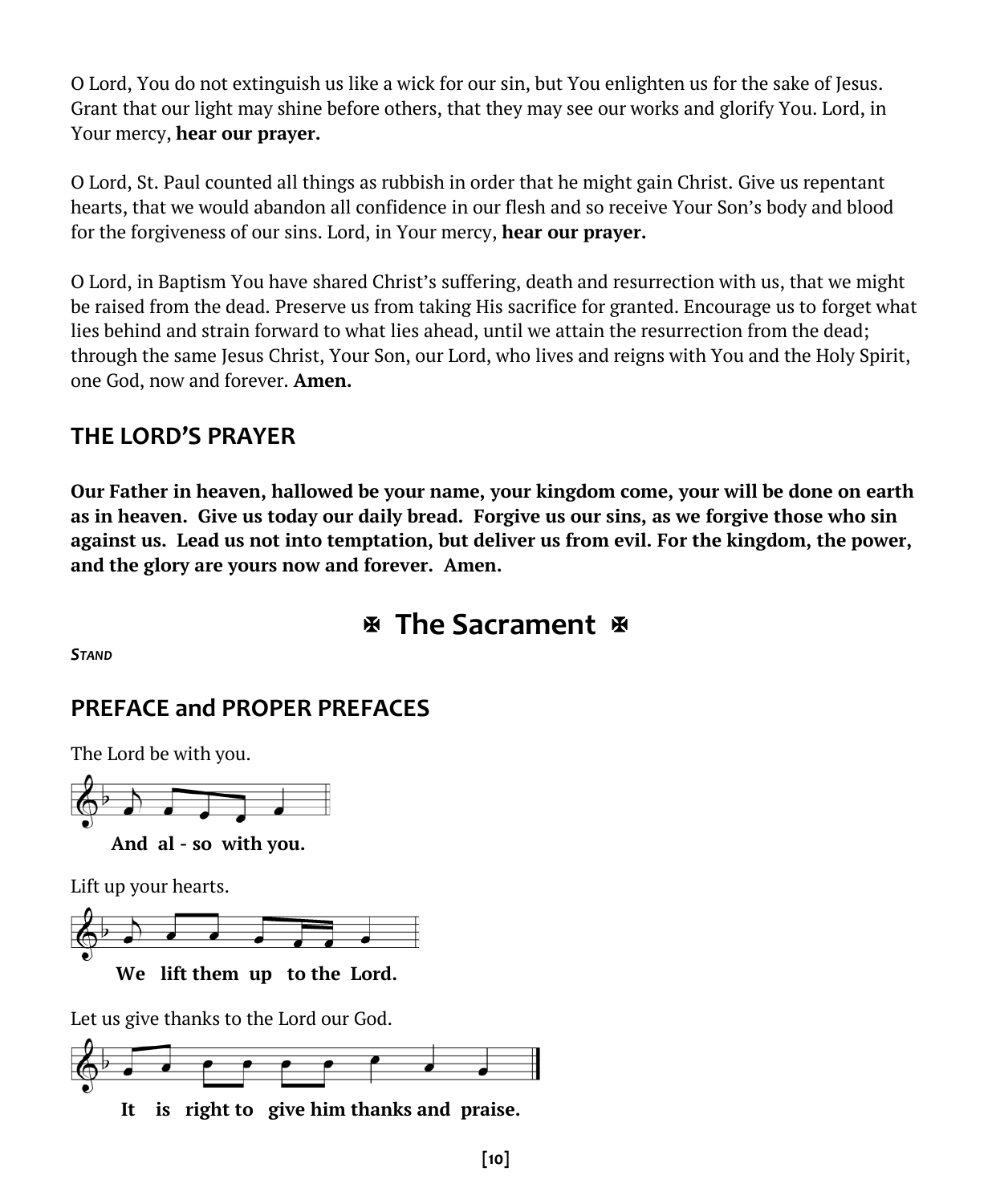O Lord, You do not extinguish us like a wick for our sin, but You enlighten us for the sake of Jesus. Grant that our light may shine before others, that they may see our works and glorify You. Lord, in Your mercy, **hear our prayer.**

O Lord, St. Paul counted all things as rubbish in order that he might gain Christ. Give us repentant hearts, that we would abandon all confidence in our flesh and so receive Your Son's body and blood for the forgiveness of our sins. Lord, in Your mercy, **hear our prayer.**

O Lord, in Baptism You have shared Christ's suffering, death and resurrection with us, that we might be raised from the dead. Preserve us from taking His sacrifice for granted. Encourage us to forget what lies behind and strain forward to what lies ahead, until we attain the resurrection from the dead; through the same Jesus Christ, Your Son, our Lord, who lives and reigns with You and the Holy Spirit, one God, now and forever. **Amen.**

## THE LORD'S PRAYER

**Our Father in heaven, hallowed be your name, your kingdom come, your will be done on earth as in heaven. Give us today our daily bread. Forgive us our sins, as we forgive those who sin against us. Lead us not into temptation, but deliver us from evil. For the kingdom, the power, and the glory are yours now and forever. Amen.**

# ✠ The Sacrament ✠

***Stand***

## PREFACE and PROPER PREFACES

The Lord be with you.

**And al - so with you.**

Lift up your hearts.

**We lift them up to the Lord.**

Let us give thanks to the Lord our God.

**It is right to give him thanks and praise.**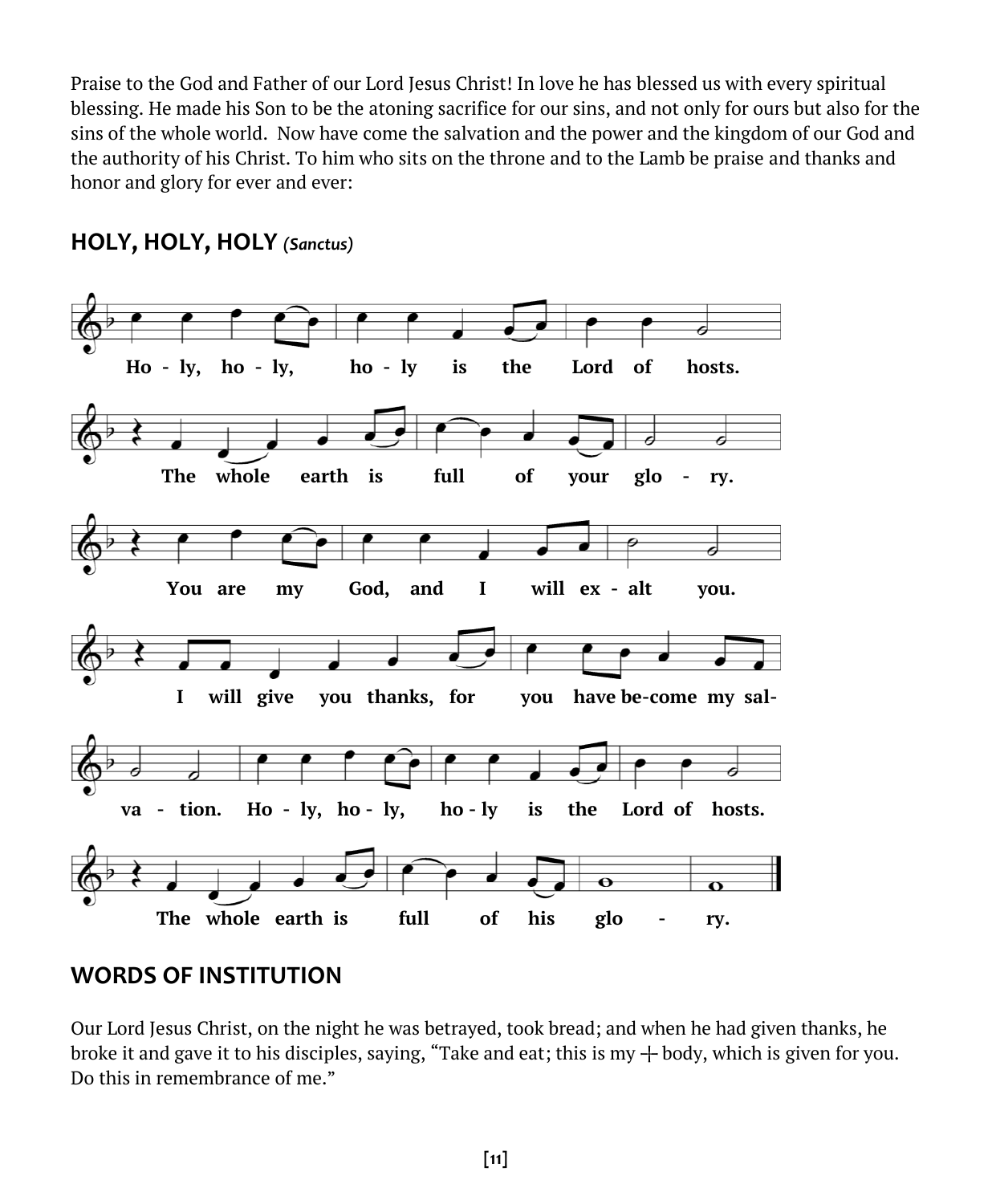Praise to the God and Father of our Lord Jesus Christ! In love he has blessed us with every spiritual blessing. He made his Son to be the atoning sacrifice for our sins, and not only for ours but also for the sins of the whole world. Now have come the salvation and the power and the kingdom of our God and the authority of his Christ. To him who sits on the throne and to the Lamb be praise and thanks and honor and glory for ever and ever:

## HOLY, HOLY, HOLY *(Sanctus)*

Ho - ly, ho - ly, ho - ly is the Lord of hosts.

The whole earth is full of your glo - ry.

You are my God, and I will ex - alt you.

I will give you thanks, for you have be-come my sal-

va - tion. Ho - ly, ho - ly, ho - ly is the Lord of hosts.

The whole earth is full of his glo - ry.

## WORDS OF INSTITUTION

Our Lord Jesus Christ, on the night he was betrayed, took bread; and when he had given thanks, he broke it and gave it to his disciples, saying, "Take and eat; this is my + body, which is given for you. Do this in remembrance of me."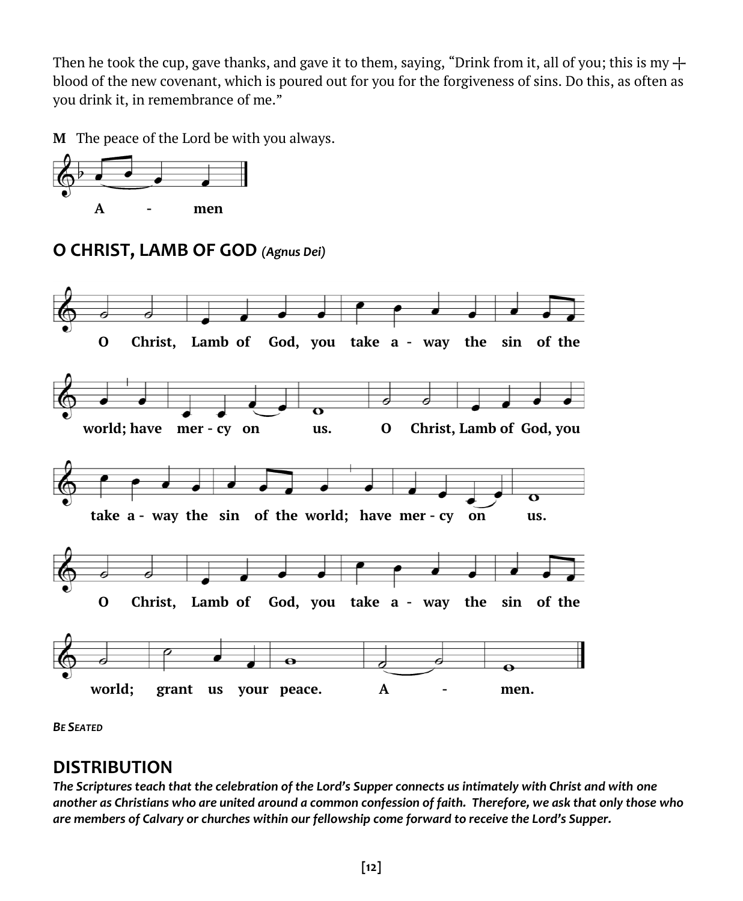Then he took the cup, gave thanks, and gave it to them, saying, "Drink from it, all of you; this is my ☩ blood of the new covenant, which is poured out for you for the forgiveness of sins. Do this, as often as you drink it, in remembrance of me."

**M** The peace of the Lord be with you always.

**A - men**

## O CHRIST, LAMB OF GOD *(Agnus Dei)*

**O Christ, Lamb of God, you take a - way the sin of the world; have mer - cy on us. O Christ, Lamb of God, you take a - way the sin of the world; have mer - cy on us. O Christ, Lamb of God, you take a - way the sin of the world; grant us your peace. A - men.**

***BE SEATED***

## DISTRIBUTION

***The Scriptures teach that the celebration of the Lord's Supper connects us intimately with Christ and with one another as Christians who are united around a common confession of faith. Therefore, we ask that only those who are members of Calvary or churches within our fellowship come forward to receive the Lord's Supper.***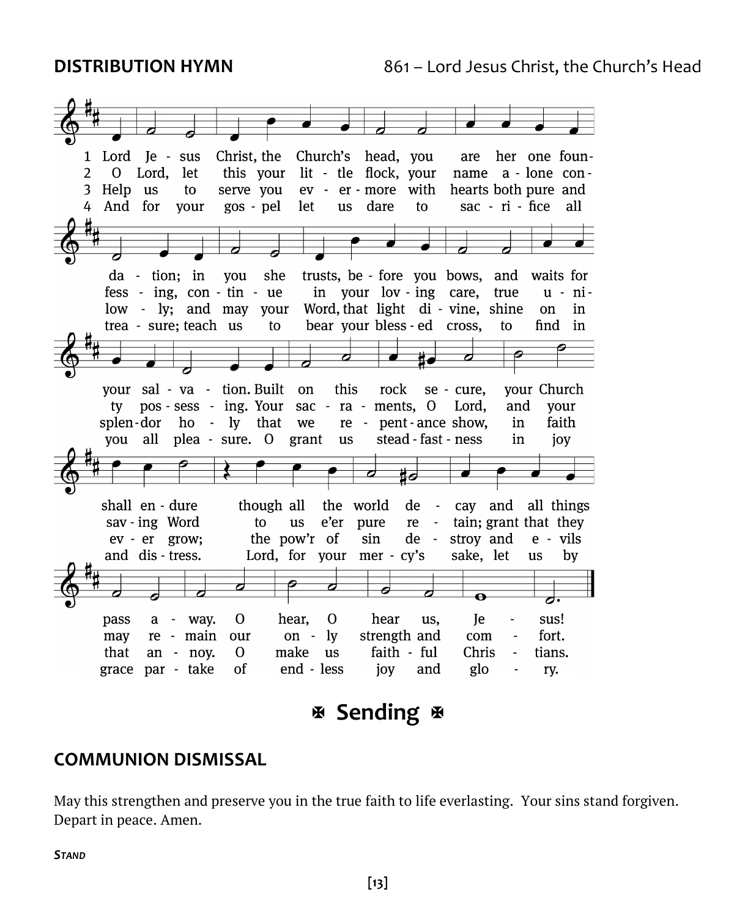**DISTRIBUTION HYMN** 861 – Lord Jesus Christ, the Church's Head

1 Lord Jesus Christ, the Church's head, you are her one foundation; in you she trusts, before you bows, and waits for your salvation. Built on this rock secure, your Church shall endure though all the world decay and all things pass away. O hear, O hear us, Jesus!

2 O Lord, let this your little flock, your name alone confessing, continue in your loving care, true unity possessing. Your sacraments, O Lord, and your saving Word to us e'er pure retain; grant that they may remain our only strength and comfort.

3 Help us to serve you evermore with hearts both pure and lowly; and may your Word, that light divine, shine on in splendor holy that we repentance show, in faith ever grow; the pow'r of sin destroy and evils that annoy. O make us faithful Christians.

4 And for your gospel let us dare to sacrifice all treasure; teach us to bear your blessed cross, to find in you all pleasure. O grant us steadfastness in joy and distress. Lord, for your mercy's sake, let us by grace partake of endless joy and glory.

# ✠ Sending ✠

## COMMUNION DISMISSAL

May this strengthen and preserve you in the true faith to life everlasting. Your sins stand forgiven. Depart in peace. Amen.

***STAND***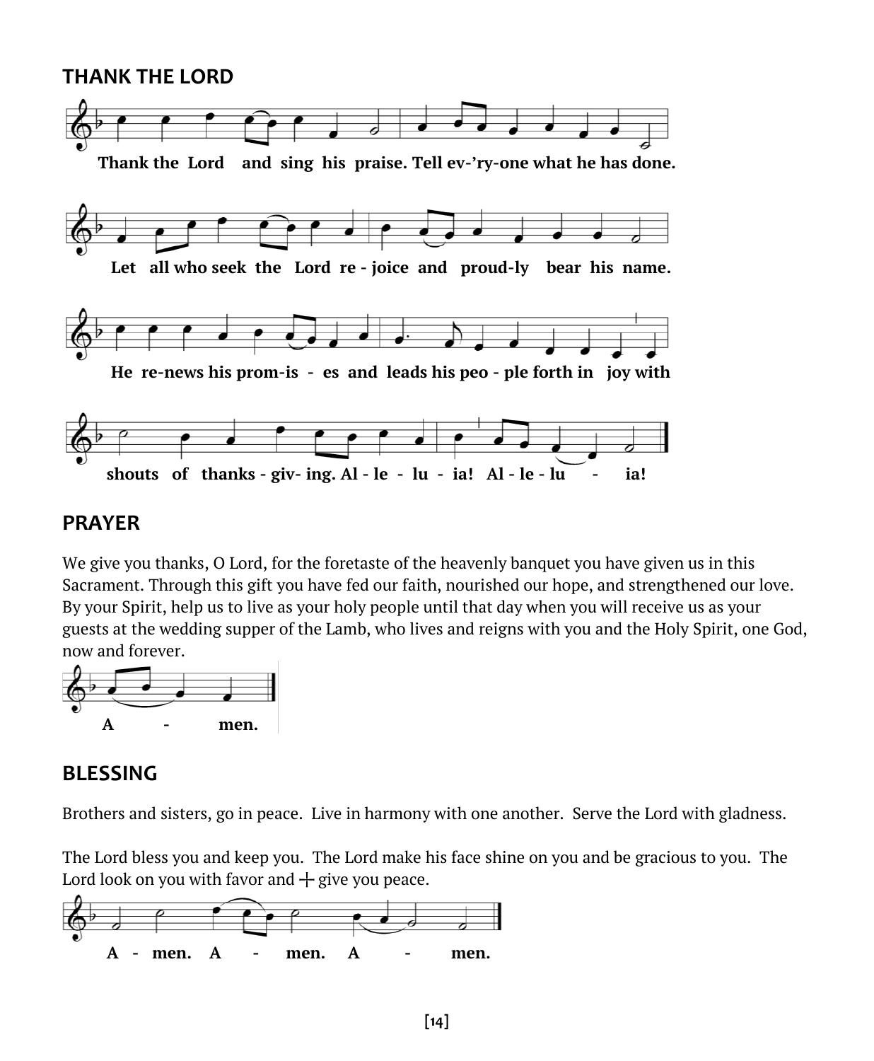## THANK THE LORD

Thank the Lord and sing his praise. Tell ev-'ry-one what he has done.

Let all who seek the Lord re - joice and proud-ly bear his name.

He re-news his prom-is - es and leads his peo - ple forth in joy with

shouts of thanks - giv- ing. Al - le - lu - ia! Al - le - lu - ia!

## PRAYER

We give you thanks, O Lord, for the foretaste of the heavenly banquet you have given us in this Sacrament. Through this gift you have fed our faith, nourished our hope, and strengthened our love. By your Spirit, help us to live as your holy people until that day when you will receive us as your guests at the wedding supper of the Lamb, who lives and reigns with you and the Holy Spirit, one God, now and forever.

**A - men.**

## BLESSING

Brothers and sisters, go in peace. Live in harmony with one another. Serve the Lord with gladness.

The Lord bless you and keep you. The Lord make his face shine on you and be gracious to you. The Lord look on you with favor and ┼ give you peace.

**A - men. A - men. A - men.**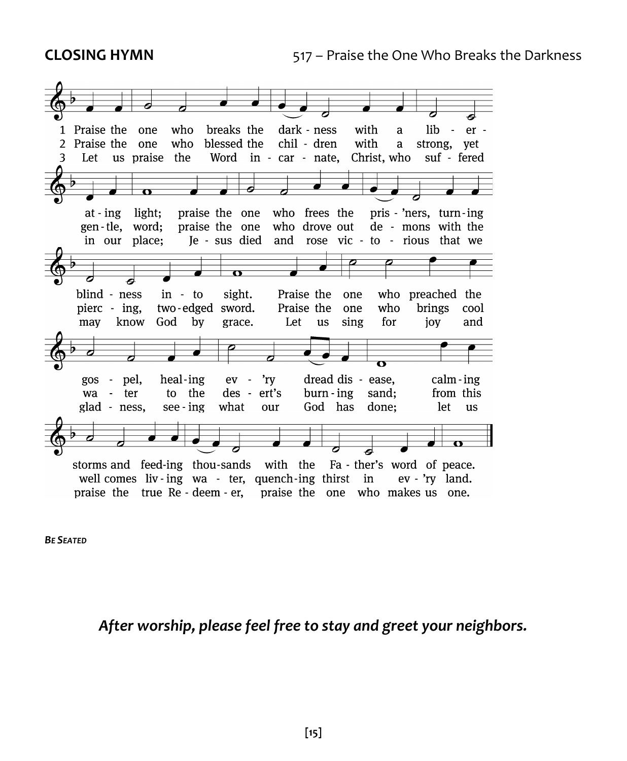**CLOSING HYMN** 517 – Praise the One Who Breaks the Darkness

1 Praise the one who breaks the dark - ness with a lib - er - at - ing light; praise the one who frees the pris - 'ners, turn - ing blind - ness in - to sight. Praise the one who preached the gos - pel, heal - ing ev - 'ry dread dis - ease, calm - ing storms and feed - ing thou - sands with the Fa - ther's word of peace.

2 Praise the one who blessed the chil - dren with a strong, yet gen - tle, word; praise the one who drove out de - mons with the pierc - ing, two - edged sword. Praise the one who brings cool wa - ter to the des - ert's burn - ing sand; from this well comes liv - ing wa - ter, quench - ing thirst in ev - 'ry land.

3 Let us praise the Word in - car - nate, Christ, who suf - fered in our place; Je - sus died and rose vic - to - rious that we may know God by grace. Let us sing for joy and glad - ness, see - ing what our God has done; let us praise the true Re - deem - er, praise the one who makes us one.

***BE SEATED***

***After worship, please feel free to stay and greet your neighbors.***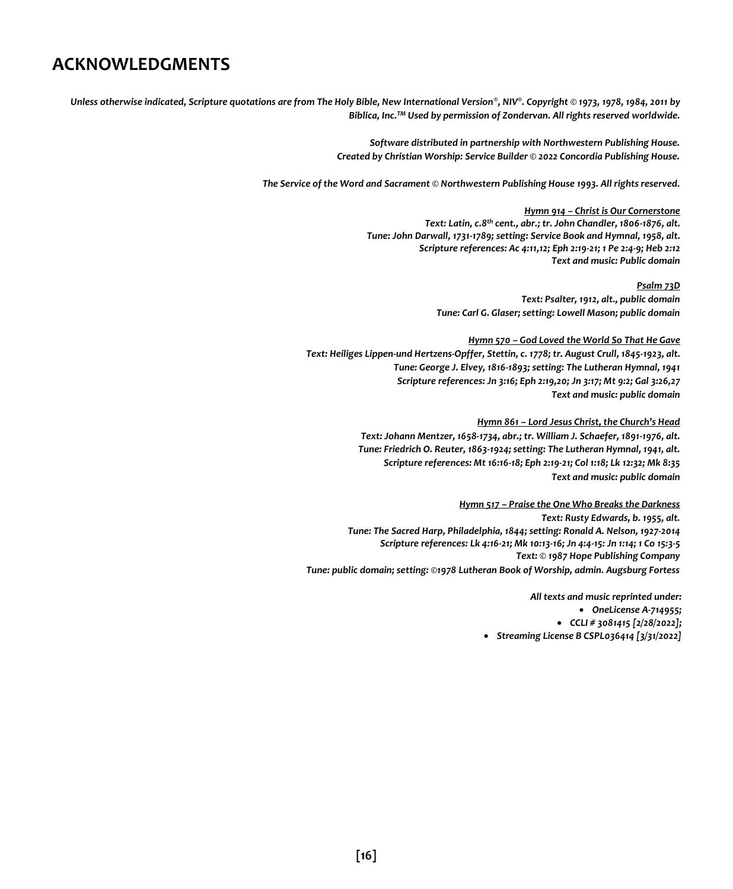# ACKNOWLEDGMENTS

*Unless otherwise indicated, Scripture quotations are from The Holy Bible, New International Version®, NIV®. Copyright © 1973, 1978, 1984, 2011 by Biblica, Inc.™ Used by permission of Zondervan. All rights reserved worldwide.*

*Software distributed in partnership with Northwestern Publishing House.*
*Created by Christian Worship: Service Builder © 2022 Concordia Publishing House.*

*The Service of the Word and Sacrament © Northwestern Publishing House 1993. All rights reserved.*

***Hymn 914 – Christ is Our Cornerstone***
*Text: Latin, c.8th cent., abr.; tr. John Chandler, 1806-1876, alt.*
*Tune: John Darwall, 1731-1789; setting: Service Book and Hymnal, 1958, alt.*
*Scripture references: Ac 4:11,12; Eph 2:19-21; 1 Pe 2:4-9; Heb 2:12*
*Text and music: Public domain*

***Psalm 73D***
*Text: Psalter, 1912, alt., public domain*
*Tune: Carl G. Glaser; setting: Lowell Mason; public domain*

***Hymn 570 – God Loved the World So That He Gave***
*Text: Heiliges Lippen-und Hertzens-Opffer, Stettin, c. 1778; tr. August Crull, 1845-1923, alt.*
*Tune: George J. Elvey, 1816-1893; setting: The Lutheran Hymnal, 1941*
*Scripture references: Jn 3:16; Eph 2:19,20; Jn 3:17; Mt 9:2; Gal 3:26,27*
*Text and music: public domain*

***Hymn 861 – Lord Jesus Christ, the Church's Head***
*Text: Johann Mentzer, 1658-1734, abr.; tr. William J. Schaefer, 1891-1976, alt.*
*Tune: Friedrich O. Reuter, 1863-1924; setting: The Lutheran Hymnal, 1941, alt.*
*Scripture references: Mt 16:16-18; Eph 2:19-21; Col 1:18; Lk 12:32; Mk 8:35*
*Text and music: public domain*

***Hymn 517 – Praise the One Who Breaks the Darkness***
*Text: Rusty Edwards, b. 1955, alt.*
*Tune: The Sacred Harp, Philadelphia, 1844; setting: Ronald A. Nelson, 1927-2014*
*Scripture references: Lk 4:16-21; Mk 10:13-16; Jn 4:4-15: Jn 1:14; 1 Co 15:3-5*
*Text: © 1987 Hope Publishing Company*
*Tune: public domain; setting: ©1978 Lutheran Book of Worship, admin. Augsburg Fortess*

*All texts and music reprinted under:*
- *OneLicense A-714955;*
- *CCLI # 3081415 [2/28/2022];*
- *Streaming License B CSPL036414 [3/31/2022]*